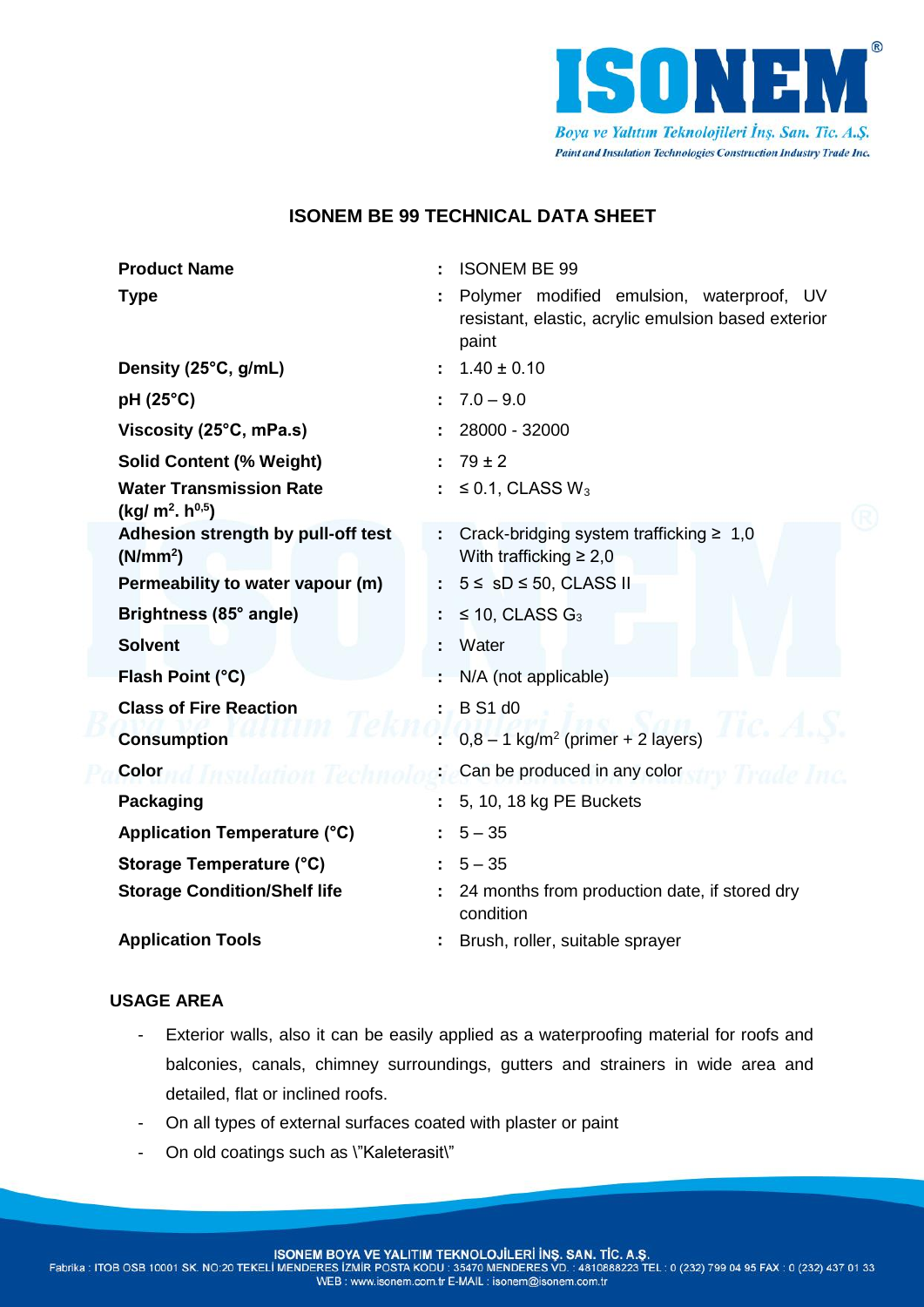## ISONEM BE 99 TECHNICAL DATA SHEET

| | | |
|---|---|---|
| **Product Name** | : | ISONEM BE 99 |
| **Type** | : | Polymer modified emulsion, waterproof, UV resistant, elastic, acrylic emulsion based exterior paint |
| **Density (25°C, g/mL)** | : | 1.40 ± 0.10 |
| **pH (25°C)** | : | 7.0 – 9.0 |
| **Viscosity (25°C, mPa.s)** | : | 28000 - 32000 |
| **Solid Content (% Weight)** | : | 79 ± 2 |
| **Water Transmission Rate ($kg/m^2.h^{0,5}$)** | : | ≤ 0.1, CLASS $W_3$ |
| **Adhesion strength by pull-off test ($N/mm^2$)** | : | Crack-bridging system trafficking ≥ 1,0<br>With trafficking ≥ 2,0 |
| **Permeability to water vapour (m)** | : | 5 ≤ sD ≤ 50, CLASS II |
| **Brightness (85° angle)** | : | ≤ 10, CLASS $G_3$ |
| **Solvent** | : | Water |
| **Flash Point (°C)** | : | N/A (not applicable) |
| **Class of Fire Reaction** | : | B S1 d0 |
| **Consumption** | : | 0,8 – 1 $kg/m^2$ (primer + 2 layers) |
| **Color** | : | Can be produced in any color |
| **Packaging** | : | 5, 10, 18 kg PE Buckets |
| **Application Temperature (°C)** | : | 5 – 35 |
| **Storage Temperature (°C)** | : | 5 – 35 |
| **Storage Condition/Shelf life** | : | 24 months from production date, if stored dry condition |
| **Application Tools** | : | Brush, roller, suitable sprayer |

### USAGE AREA

- Exterior walls, also it can be easily applied as a waterproofing material for roofs and balconies, canals, chimney surroundings, gutters and strainers in wide area and detailed, flat or inclined roofs.
- On all types of external surfaces coated with plaster or paint
- On old coatings such as \"Kaleterasit\"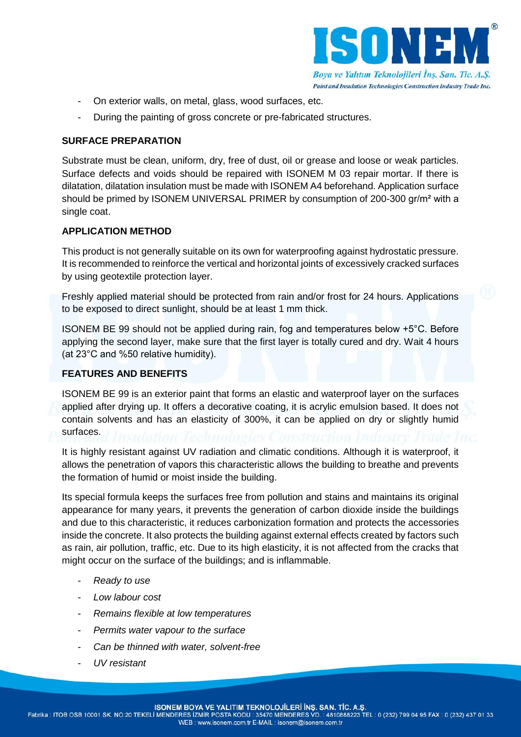- On exterior walls, on metal, glass, wood surfaces, etc.
- During the painting of gross concrete or pre-fabricated structures.

**SURFACE PREPARATION**

Substrate must be clean, uniform, dry, free of dust, oil or grease and loose or weak particles. Surface defects and voids should be repaired with ISONEM M 03 repair mortar. If there is dilatation, dilatation insulation must be made with ISONEM A4 beforehand. Application surface should be primed by ISONEM UNIVERSAL PRIMER by consumption of 200-300 gr/m² with a single coat.

**APPLICATION METHOD**

This product is not generally suitable on its own for waterproofing against hydrostatic pressure. It is recommended to reinforce the vertical and horizontal joints of excessively cracked surfaces by using geotextile protection layer.

Freshly applied material should be protected from rain and/or frost for 24 hours. Applications to be exposed to direct sunlight, should be at least 1 mm thick.

ISONEM BE 99 should not be applied during rain, fog and temperatures below +5°C. Before applying the second layer, make sure that the first layer is totally cured and dry. Wait 4 hours (at 23°C and %50 relative humidity).

**FEATURES AND BENEFITS**

ISONEM BE 99 is an exterior paint that forms an elastic and waterproof layer on the surfaces applied after drying up. It offers a decorative coating, it is acrylic emulsion based. It does not contain solvents and has an elasticity of 300%, it can be applied on dry or slightly humid surfaces.

It is highly resistant against UV radiation and climatic conditions. Although it is waterproof, it allows the penetration of vapors this characteristic allows the building to breathe and prevents the formation of humid or moist inside the building.

Its special formula keeps the surfaces free from pollution and stains and maintains its original appearance for many years, it prevents the generation of carbon dioxide inside the buildings and due to this characteristic, it reduces carbonization formation and protects the accessories inside the concrete. It also protects the building against external effects created by factors such as rain, air pollution, traffic, etc. Due to its high elasticity, it is not affected from the cracks that might occur on the surface of the buildings; and is inflammable.

- *Ready to use*
- *Low labour cost*
- *Remains flexible at low temperatures*
- *Permits water vapour to the surface*
- *Can be thinned with water, solvent-free*
- *UV resistant*